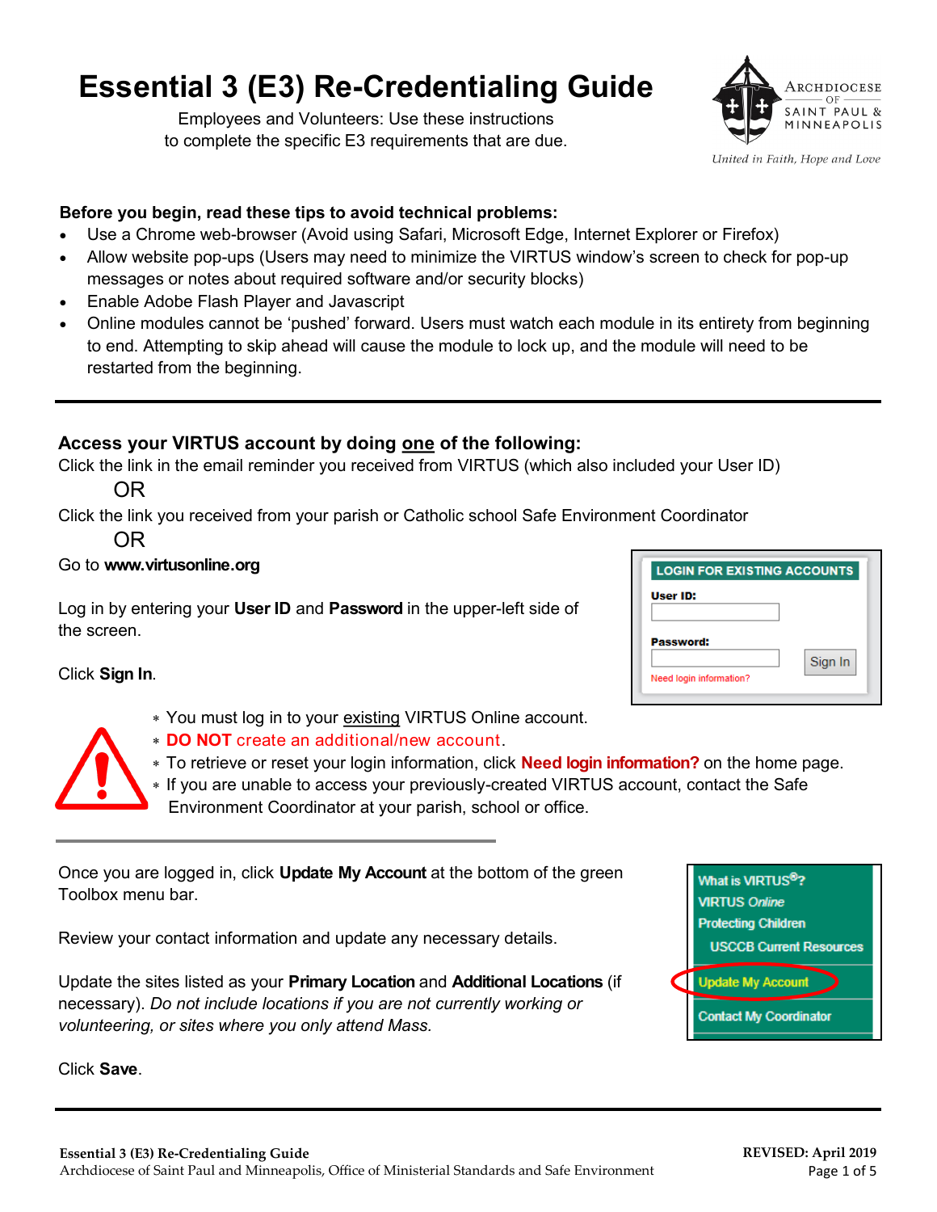# Essential 3 (E3) Re-Credentialing Guide

Employees and Volunteers: Use these instructions to complete the specific E3 requirements that are due.

Archdiocese of Saint Paul & Minneapolis

*United in Faith, Hope and Love*

**Before you begin, read these tips to avoid technical problems:**

- Use a Chrome web-browser (Avoid using Safari, Microsoft Edge, Internet Explorer or Firefox)
- Allow website pop-ups (Users may need to minimize the VIRTUS window's screen to check for pop-up messages or notes about required software and/or security blocks)
- Enable Adobe Flash Player and Javascript
- Online modules cannot be 'pushed' forward. Users must watch each module in its entirety from beginning to end. Attempting to skip ahead will cause the module to lock up, and the module will need to be restarted from the beginning.

---

## Access your VIRTUS account by doing one of the following:

Click the link in the email reminder you received from VIRTUS (which also included your User ID)

OR

Click the link you received from your parish or Catholic school Safe Environment Coordinator

OR

Go to **www.virtusonline.org**

Log in by entering your **User ID** and **Password** in the upper-left side of the screen.

Click **Sign In**.

LOGIN FOR EXISTING ACCOUNTS

User ID:

Password:

Sign In

Need login information?

- You must log in to your existing VIRTUS Online account.
- **DO NOT** create an additional/new account.
- To retrieve or reset your login information, click **Need login information?** on the home page.
- If you are unable to access your previously-created VIRTUS account, contact the Safe Environment Coordinator at your parish, school or office.

---

Once you are logged in, click **Update My Account** at the bottom of the green Toolbox menu bar.

What is VIRTUS®?
VIRTUS *Online*
Protecting Children
USCCB Current Resources
Update My Account
Contact My Coordinator

Review your contact information and update any necessary details.

Update the sites listed as your **Primary Location** and **Additional Locations** (if necessary). *Do not include locations if you are not currently working or volunteering, or sites where you only attend Mass.*

Click **Save**.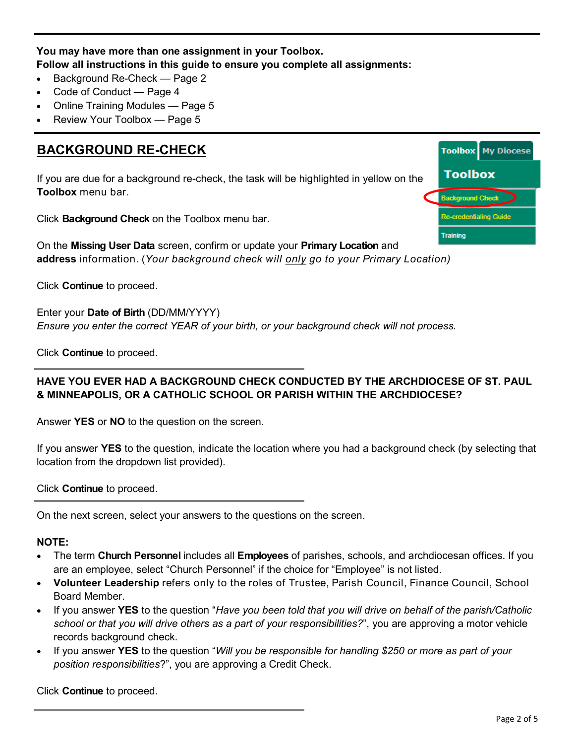**You may have more than one assignment in your Toolbox.**
**Follow all instructions in this guide to ensure you complete all assignments:**

- Background Re-Check — Page 2
- Code of Conduct — Page 4
- Online Training Modules — Page 5
- Review Your Toolbox — Page 5

## BACKGROUND RE-CHECK

If you are due for a background re-check, the task will be highlighted in yellow on the **Toolbox** menu bar.

Click **Background Check** on the Toolbox menu bar.

On the **Missing User Data** screen, confirm or update your **Primary Location** and **address** information. (*Your background check will only go to your Primary Location)*

Click **Continue** to proceed.

Enter your **Date of Birth** (DD/MM/YYYY)
*Ensure you enter the correct YEAR of your birth, or your background check will not process.*

Click **Continue** to proceed.

**HAVE YOU EVER HAD A BACKGROUND CHECK CONDUCTED BY THE ARCHDIOCESE OF ST. PAUL & MINNEAPOLIS, OR A CATHOLIC SCHOOL OR PARISH WITHIN THE ARCHDIOCESE?**

Answer **YES** or **NO** to the question on the screen.

If you answer **YES** to the question, indicate the location where you had a background check (by selecting that location from the dropdown list provided).

Click **Continue** to proceed.

On the next screen, select your answers to the questions on the screen.

**NOTE:**

- The term **Church Personnel** includes all **Employees** of parishes, schools, and archdiocesan offices. If you are an employee, select "Church Personnel" if the choice for "Employee" is not listed.
- **Volunteer Leadership** refers only to the roles of Trustee, Parish Council, Finance Council, School Board Member.
- If you answer **YES** to the question "*Have you been told that you will drive on behalf of the parish/Catholic school or that you will drive others as a part of your responsibilities?*", you are approving a motor vehicle records background check.
- If you answer **YES** to the question "*Will you be responsible for handling $250 or more as part of your position responsibilities*?", you are approving a Credit Check.

Click **Continue** to proceed.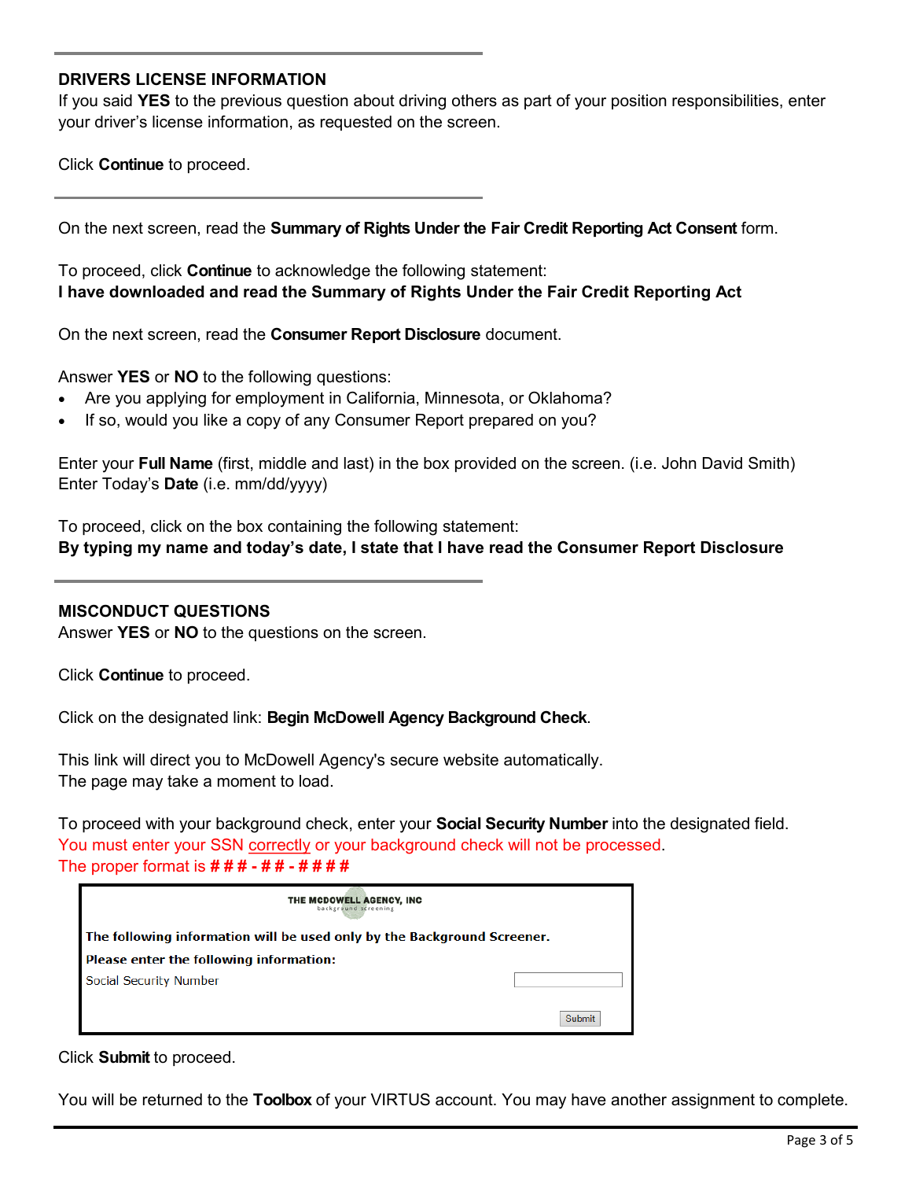---

### DRIVERS LICENSE INFORMATION

If you said **YES** to the previous question about driving others as part of your position responsibilities, enter your driver's license information, as requested on the screen.

Click **Continue** to proceed.

---

On the next screen, read the **Summary of Rights Under the Fair Credit Reporting Act Consent** form.

To proceed, click **Continue** to acknowledge the following statement:
**I have downloaded and read the Summary of Rights Under the Fair Credit Reporting Act**

On the next screen, read the **Consumer Report Disclosure** document.

Answer **YES** or **NO** to the following questions:

- Are you applying for employment in California, Minnesota, or Oklahoma?
- If so, would you like a copy of any Consumer Report prepared on you?

Enter your **Full Name** (first, middle and last) in the box provided on the screen. (i.e. John David Smith)
Enter Today's **Date** (i.e. mm/dd/yyyy)

To proceed, click on the box containing the following statement:
**By typing my name and today's date, I state that I have read the Consumer Report Disclosure**

---

### MISCONDUCT QUESTIONS

Answer **YES** or **NO** to the questions on the screen.

Click **Continue** to proceed.

Click on the designated link: **Begin McDowell Agency Background Check**.

This link will direct you to McDowell Agency's secure website automatically.
The page may take a moment to load.

To proceed with your background check, enter your **Social Security Number** into the designated field.
You must enter your SSN correctly or your background check will not be processed.
The proper format is **### - ## - ####**

THE MCDOWELL AGENCY, INC
background screening

**The following information will be used only by the Background Screener.**

**Please enter the following information:**

Social Security Number

Submit

Click **Submit** to proceed.

You will be returned to the **Toolbox** of your VIRTUS account. You may have another assignment to complete.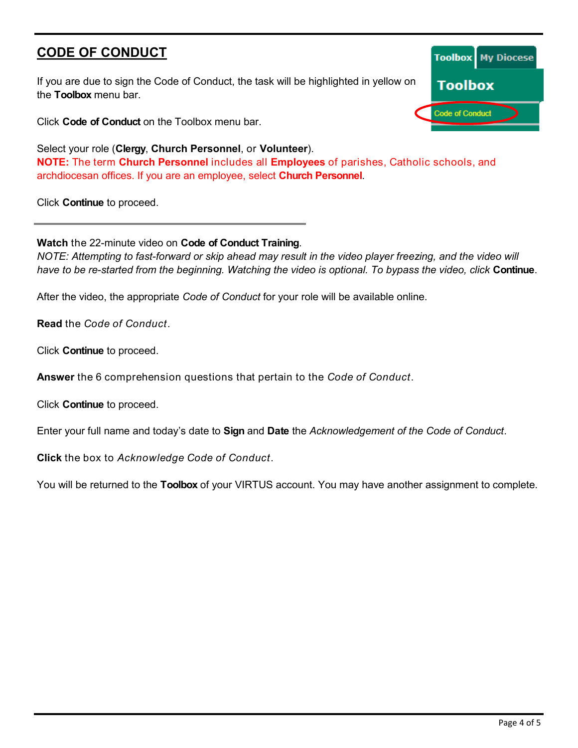## CODE OF CONDUCT

If you are due to sign the Code of Conduct, the task will be highlighted in yellow on the **Toolbox** menu bar.

Click **Code of Conduct** on the Toolbox menu bar.

Select your role (**Clergy**, **Church Personnel**, or **Volunteer**).
**NOTE:** The term **Church Personnel** includes all **Employees** of parishes, Catholic schools, and archdiocesan offices. If you are an employee, select **Church Personnel**.

Click **Continue** to proceed.

---

**Watch** the 22-minute video on **Code of Conduct Training**.
*NOTE: Attempting to fast-forward or skip ahead may result in the video player freezing, and the video will have to be re-started from the beginning. Watching the video is optional. To bypass the video, click* **Continue**.

After the video, the appropriate *Code of Conduct* for your role will be available online.

**Read** the *Code of Conduct*.

Click **Continue** to proceed.

**Answer** the 6 comprehension questions that pertain to the *Code of Conduct*.

Click **Continue** to proceed.

Enter your full name and today's date to **Sign** and **Date** the *Acknowledgement of the Code of Conduct*.

**Click** the box to *Acknowledge Code of Conduct*.

You will be returned to the **Toolbox** of your VIRTUS account. You may have another assignment to complete.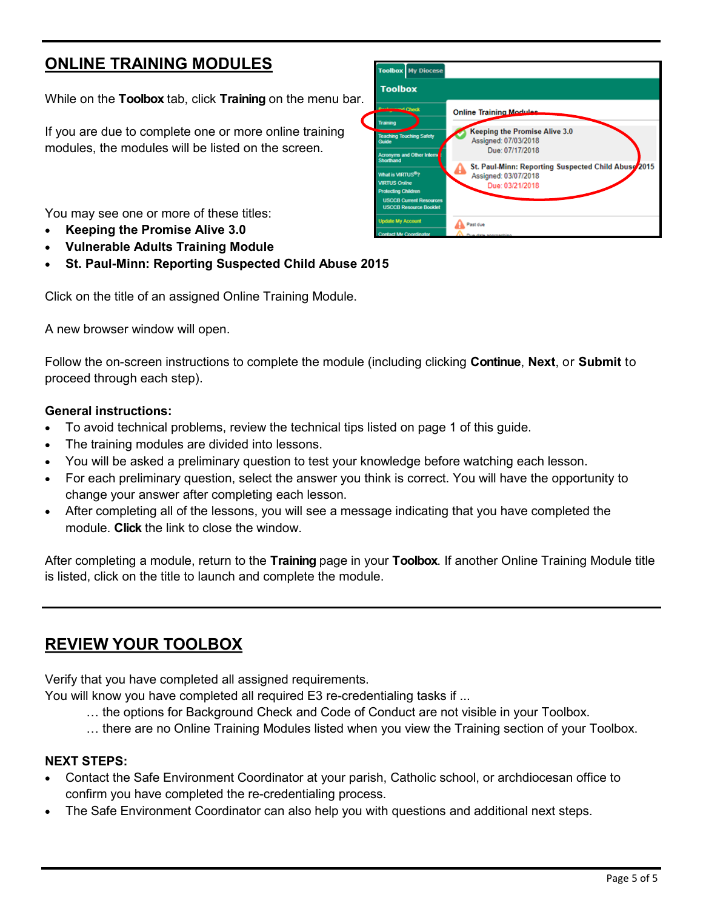## ONLINE TRAINING MODULES

While on the **Toolbox** tab, click **Training** on the menu bar.

If you are due to complete one or more online training modules, the modules will be listed on the screen.

You may see one or more of these titles:

- **Keeping the Promise Alive 3.0**
- **Vulnerable Adults Training Module**
- **St. Paul-Minn: Reporting Suspected Child Abuse 2015**

Click on the title of an assigned Online Training Module.

A new browser window will open.

Follow the on-screen instructions to complete the module (including clicking **Continue**, **Next**, or **Submit** to proceed through each step).

**General instructions:**

- To avoid technical problems, review the technical tips listed on page 1 of this guide.
- The training modules are divided into lessons.
- You will be asked a preliminary question to test your knowledge before watching each lesson.
- For each preliminary question, select the answer you think is correct. You will have the opportunity to change your answer after completing each lesson.
- After completing all of the lessons, you will see a message indicating that you have completed the module. **Click** the link to close the window.

After completing a module, return to the **Training** page in your **Toolbox**. If another Online Training Module title is listed, click on the title to launch and complete the module.

## REVIEW YOUR TOOLBOX

Verify that you have completed all assigned requirements.
You will know you have completed all required E3 re-credentialing tasks if ...

… the options for Background Check and Code of Conduct are not visible in your Toolbox.
… there are no Online Training Modules listed when you view the Training section of your Toolbox.

**NEXT STEPS:**

- Contact the Safe Environment Coordinator at your parish, Catholic school, or archdiocesan office to confirm you have completed the re-credentialing process.
- The Safe Environment Coordinator can also help you with questions and additional next steps.